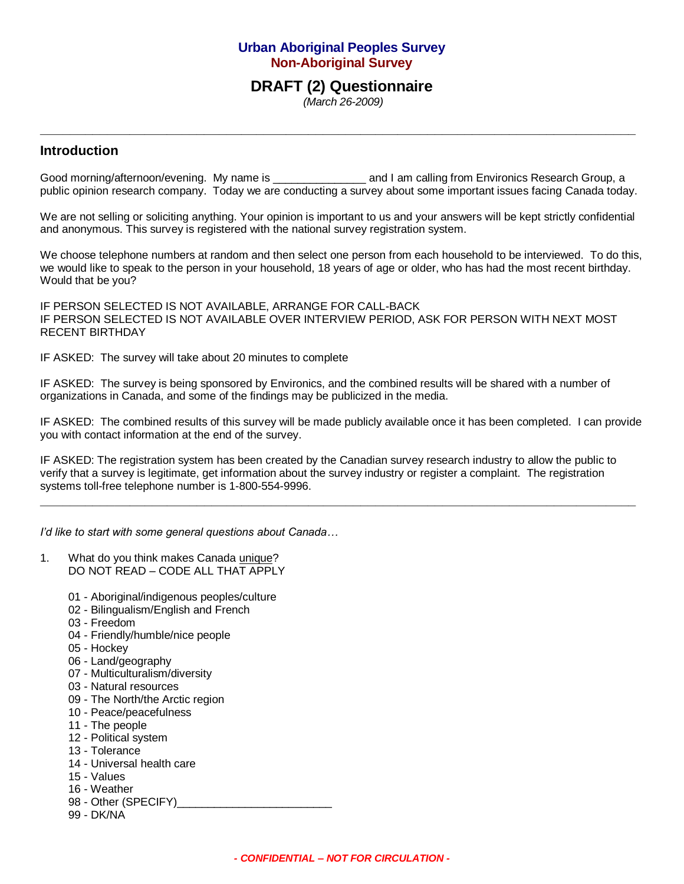# Urban Aboriginal Peoples Survey
## Non-Aboriginal Survey

## DRAFT (2) Questionnaire

*(March 26-2009)*

---

## Introduction

Good morning/afternoon/evening. My name is _______________ and I am calling from Environics Research Group, a public opinion research company. Today we are conducting a survey about some important issues facing Canada today.

We are not selling or soliciting anything. Your opinion is important to us and your answers will be kept strictly confidential and anonymous. This survey is registered with the national survey registration system.

We choose telephone numbers at random and then select one person from each household to be interviewed. To do this, we would like to speak to the person in your household, 18 years of age or older, who has had the most recent birthday. Would that be you?

IF PERSON SELECTED IS NOT AVAILABLE, ARRANGE FOR CALL-BACK
IF PERSON SELECTED IS NOT AVAILABLE OVER INTERVIEW PERIOD, ASK FOR PERSON WITH NEXT MOST RECENT BIRTHDAY

IF ASKED: The survey will take about 20 minutes to complete

IF ASKED: The survey is being sponsored by Environics, and the combined results will be shared with a number of organizations in Canada, and some of the findings may be publicized in the media.

IF ASKED: The combined results of this survey will be made publicly available once it has been completed. I can provide you with contact information at the end of the survey.

IF ASKED: The registration system has been created by the Canadian survey research industry to allow the public to verify that a survey is legitimate, get information about the survey industry or register a complaint. The registration systems toll-free telephone number is 1-800-554-9996.

---

*I'd like to start with some general questions about Canada…*

1. What do you think makes Canada <u>unique</u>?
   DO NOT READ – CODE ALL THAT APPLY

   01 - Aboriginal/indigenous peoples/culture
   02 - Bilingualism/English and French
   03 - Freedom
   04 - Friendly/humble/nice people
   05 - Hockey
   06 - Land/geography
   07 - Multiculturalism/diversity
   03 - Natural resources
   09 - The North/the Arctic region
   10 - Peace/peacefulness
   11 - The people
   12 - Political system
   13 - Tolerance
   14 - Universal health care
   15 - Values
   16 - Weather
   98 - Other (SPECIFY)_________________________
   99 - DK/NA

*- CONFIDENTIAL – NOT FOR CIRCULATION -*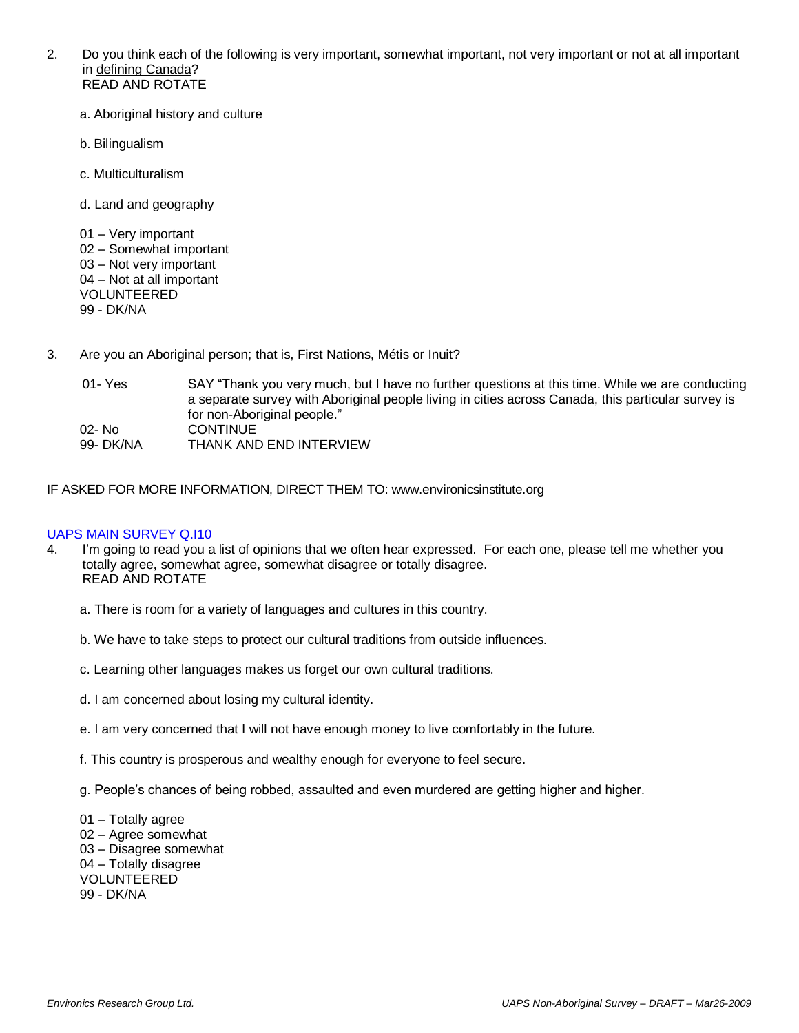2. Do you think each of the following is very important, somewhat important, not very important or not at all important in defining Canada?
READ AND ROTATE

a. Aboriginal history and culture

b. Bilingualism

c. Multiculturalism

d. Land and geography

01 – Very important
02 – Somewhat important
03 – Not very important
04 – Not at all important
VOLUNTEERED
99 - DK/NA

3. Are you an Aboriginal person; that is, First Nations, Métis or Inuit?

| | |
|---|---|
| 01- Yes | SAY "Thank you very much, but I have no further questions at this time. While we are conducting a separate survey with Aboriginal people living in cities across Canada, this particular survey is for non-Aboriginal people." |
| 02- No | CONTINUE |
| 99- DK/NA | THANK AND END INTERVIEW |

IF ASKED FOR MORE INFORMATION, DIRECT THEM TO: www.environicsinstitute.org

UAPS MAIN SURVEY Q.I10

4. I'm going to read you a list of opinions that we often hear expressed. For each one, please tell me whether you totally agree, somewhat agree, somewhat disagree or totally disagree.
READ AND ROTATE

a. There is room for a variety of languages and cultures in this country.

b. We have to take steps to protect our cultural traditions from outside influences.

c. Learning other languages makes us forget our own cultural traditions.

d. I am concerned about losing my cultural identity.

e. I am very concerned that I will not have enough money to live comfortably in the future.

f. This country is prosperous and wealthy enough for everyone to feel secure.

g. People's chances of being robbed, assaulted and even murdered are getting higher and higher.

01 – Totally agree
02 – Agree somewhat
03 – Disagree somewhat
04 – Totally disagree
VOLUNTEERED
99 - DK/NA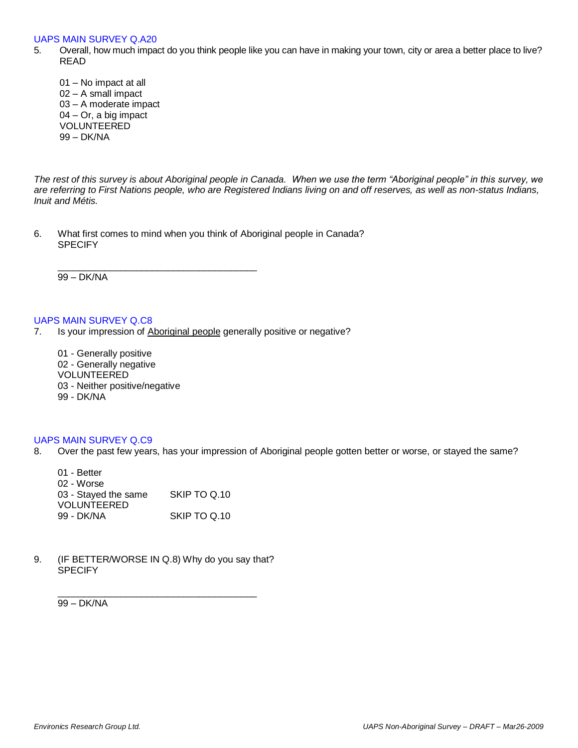UAPS MAIN SURVEY Q.A20

5. Overall, how much impact do you think people like you can have in making your town, city or area a better place to live? READ

   01 – No impact at all
   02 – A small impact
   03 – A moderate impact
   04 – Or, a big impact
   VOLUNTEERED
   99 – DK/NA

*The rest of this survey is about Aboriginal people in Canada. When we use the term "Aboriginal people" in this survey, we are referring to First Nations people, who are Registered Indians living on and off reserves, as well as non-status Indians, Inuit and Métis.*

6. What first comes to mind when you think of Aboriginal people in Canada? SPECIFY

   ______________________________________
   99 – DK/NA

UAPS MAIN SURVEY Q.C8

7. Is your impression of Aboriginal people generally positive or negative?

   01 - Generally positive
   02 - Generally negative
   VOLUNTEERED
   03 - Neither positive/negative
   99 - DK/NA

UAPS MAIN SURVEY Q.C9

8. Over the past few years, has your impression of Aboriginal people gotten better or worse, or stayed the same?

   01 - Better
   02 - Worse
   03 - Stayed the same SKIP TO Q.10
   VOLUNTEERED
   99 - DK/NA SKIP TO Q.10

9. (IF BETTER/WORSE IN Q.8) Why do you say that? SPECIFY

   ______________________________________
   99 – DK/NA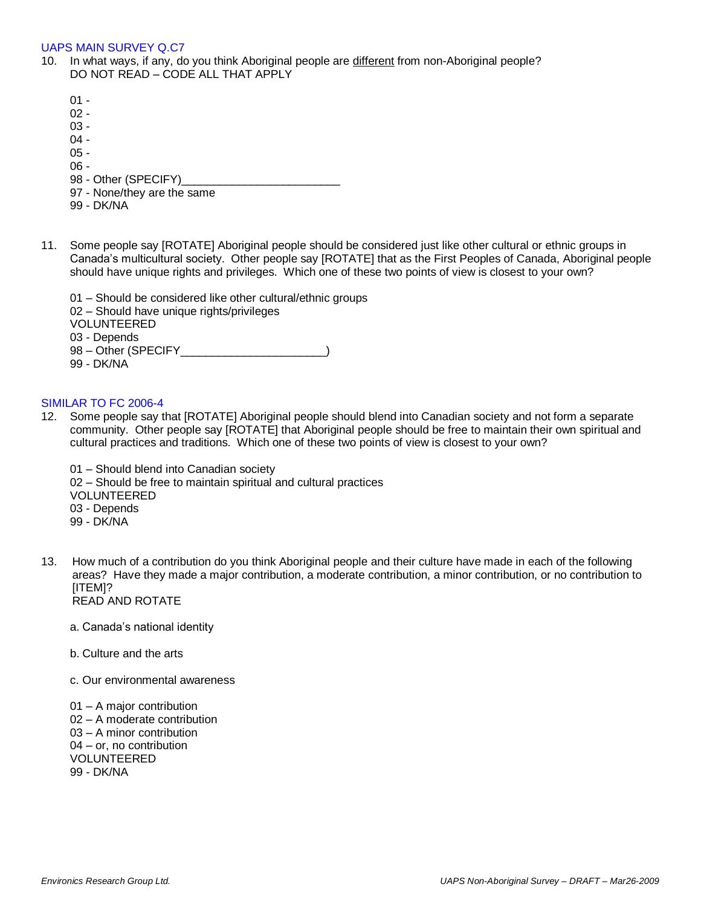UAPS MAIN SURVEY Q.C7

10. In what ways, if any, do you think Aboriginal people are <u>different</u> from non-Aboriginal people?
    DO NOT READ – CODE ALL THAT APPLY

    01 -
    02 -
    03 -
    04 -
    05 -
    06 -
    98 - Other (SPECIFY)_________________________
    97 - None/they are the same
    99 - DK/NA

11. Some people say [ROTATE] Aboriginal people should be considered just like other cultural or ethnic groups in Canada's multicultural society. Other people say [ROTATE] that as the First Peoples of Canada, Aboriginal people should have unique rights and privileges. Which one of these two points of view is closest to your own?

    01 – Should be considered like other cultural/ethnic groups
    02 – Should have unique rights/privileges
    VOLUNTEERED
    03 - Depends
    98 – Other (SPECIFY_______________________)
    99 - DK/NA

SIMILAR TO FC 2006-4

12. Some people say that [ROTATE] Aboriginal people should blend into Canadian society and not form a separate community. Other people say [ROTATE] that Aboriginal people should be free to maintain their own spiritual and cultural practices and traditions. Which one of these two points of view is closest to your own?

    01 – Should blend into Canadian society
    02 – Should be free to maintain spiritual and cultural practices
    VOLUNTEERED
    03 - Depends
    99 - DK/NA

13. How much of a contribution do you think Aboriginal people and their culture have made in each of the following areas? Have they made a major contribution, a moderate contribution, a minor contribution, or no contribution to [ITEM]?
    READ AND ROTATE

    a. Canada's national identity

    b. Culture and the arts

    c. Our environmental awareness

    01 – A major contribution
    02 – A moderate contribution
    03 – A minor contribution
    04 – or, no contribution
    VOLUNTEERED
    99 - DK/NA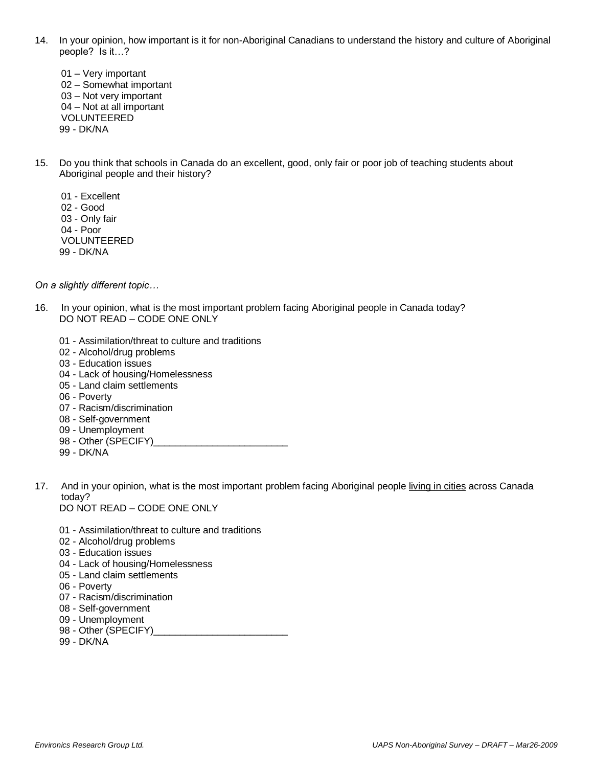14. In your opinion, how important is it for non-Aboriginal Canadians to understand the history and culture of Aboriginal people? Is it…?

    01 – Very important
    02 – Somewhat important
    03 – Not very important
    04 – Not at all important
    VOLUNTEERED
    99 - DK/NA

15. Do you think that schools in Canada do an excellent, good, only fair or poor job of teaching students about Aboriginal people and their history?

    01 - Excellent
    02 - Good
    03 - Only fair
    04 - Poor
    VOLUNTEERED
    99 - DK/NA

*On a slightly different topic…*

16. In your opinion, what is the most important problem facing Aboriginal people in Canada today?
    DO NOT READ – CODE ONE ONLY

    01 - Assimilation/threat to culture and traditions
    02 - Alcohol/drug problems
    03 - Education issues
    04 - Lack of housing/Homelessness
    05 - Land claim settlements
    06 - Poverty
    07 - Racism/discrimination
    08 - Self-government
    09 - Unemployment
    98 - Other (SPECIFY)_________________________
    99 - DK/NA

17. And in your opinion, what is the most important problem facing Aboriginal people <u>living in cities</u> across Canada today?
    DO NOT READ – CODE ONE ONLY

    01 - Assimilation/threat to culture and traditions
    02 - Alcohol/drug problems
    03 - Education issues
    04 - Lack of housing/Homelessness
    05 - Land claim settlements
    06 - Poverty
    07 - Racism/discrimination
    08 - Self-government
    09 - Unemployment
    98 - Other (SPECIFY)_________________________
    99 - DK/NA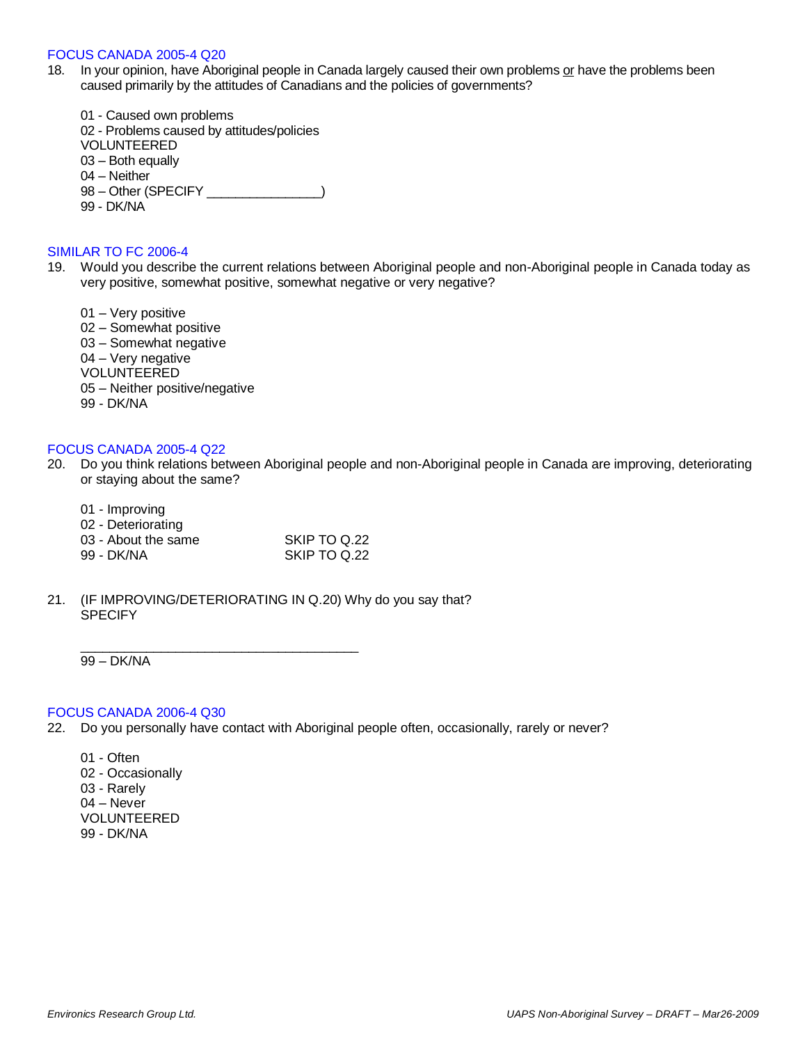FOCUS CANADA 2005-4 Q20

18. In your opinion, have Aboriginal people in Canada largely caused their own problems <u>or</u> have the problems been caused primarily by the attitudes of Canadians and the policies of governments?

    01 - Caused own problems
    02 - Problems caused by attitudes/policies
    VOLUNTEERED
    03 – Both equally
    04 – Neither
    98 – Other (SPECIFY ________________)
    99 - DK/NA

SIMILAR TO FC 2006-4

19. Would you describe the current relations between Aboriginal people and non-Aboriginal people in Canada today as very positive, somewhat positive, somewhat negative or very negative?

    01 – Very positive
    02 – Somewhat positive
    03 – Somewhat negative
    04 – Very negative
    VOLUNTEERED
    05 – Neither positive/negative
    99 - DK/NA

FOCUS CANADA 2005-4 Q22

20. Do you think relations between Aboriginal people and non-Aboriginal people in Canada are improving, deteriorating or staying about the same?

    01 - Improving
    02 - Deteriorating
    03 - About the same SKIP TO Q.22
    99 - DK/NA SKIP TO Q.22

21. (IF IMPROVING/DETERIORATING IN Q.20) Why do you say that?
    SPECIFY

    ________________________________________
    99 – DK/NA

FOCUS CANADA 2006-4 Q30

22. Do you personally have contact with Aboriginal people often, occasionally, rarely or never?

    01 - Often
    02 - Occasionally
    03 - Rarely
    04 – Never
    VOLUNTEERED
    99 - DK/NA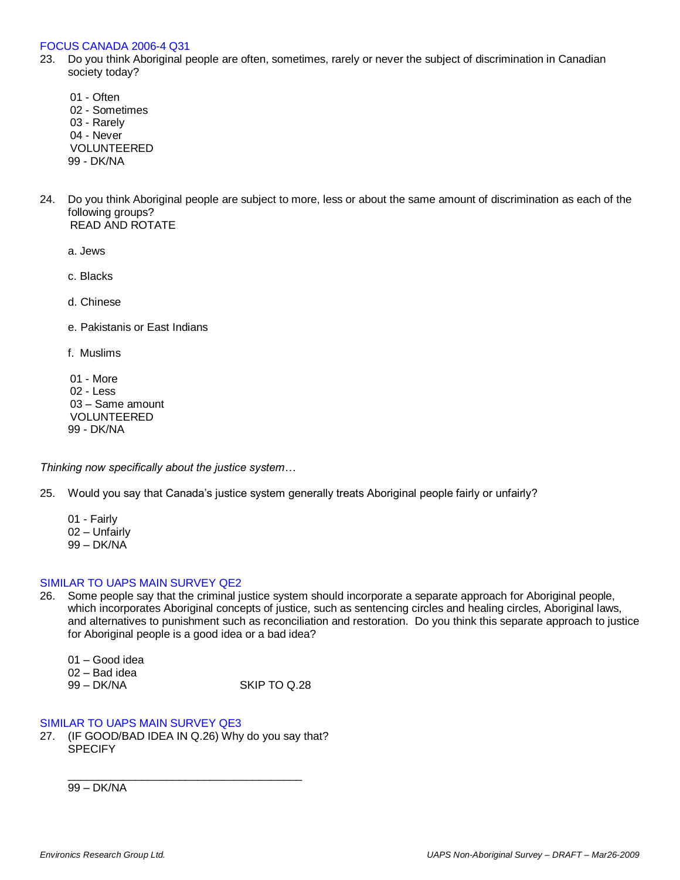FOCUS CANADA 2006-4 Q31

23. Do you think Aboriginal people are often, sometimes, rarely or never the subject of discrimination in Canadian society today?

    01 - Often
    02 - Sometimes
    03 - Rarely
    04 - Never
    VOLUNTEERED
    99 - DK/NA

24. Do you think Aboriginal people are subject to more, less or about the same amount of discrimination as each of the following groups?
    READ AND ROTATE

    a. Jews

    c. Blacks

    d. Chinese

    e. Pakistanis or East Indians

    f. Muslims

    01 - More
    02 - Less
    03 – Same amount
    VOLUNTEERED
    99 - DK/NA

*Thinking now specifically about the justice system…*

25. Would you say that Canada's justice system generally treats Aboriginal people fairly or unfairly?

    01 - Fairly
    02 – Unfairly
    99 – DK/NA

SIMILAR TO UAPS MAIN SURVEY QE2

26. Some people say that the criminal justice system should incorporate a separate approach for Aboriginal people, which incorporates Aboriginal concepts of justice, such as sentencing circles and healing circles, Aboriginal laws, and alternatives to punishment such as reconciliation and restoration. Do you think this separate approach to justice for Aboriginal people is a good idea or a bad idea?

    01 – Good idea
    02 – Bad idea
    99 – DK/NA SKIP TO Q.28

SIMILAR TO UAPS MAIN SURVEY QE3

27. (IF GOOD/BAD IDEA IN Q.26) Why do you say that?
    SPECIFY

    ______________________________________
    99 – DK/NA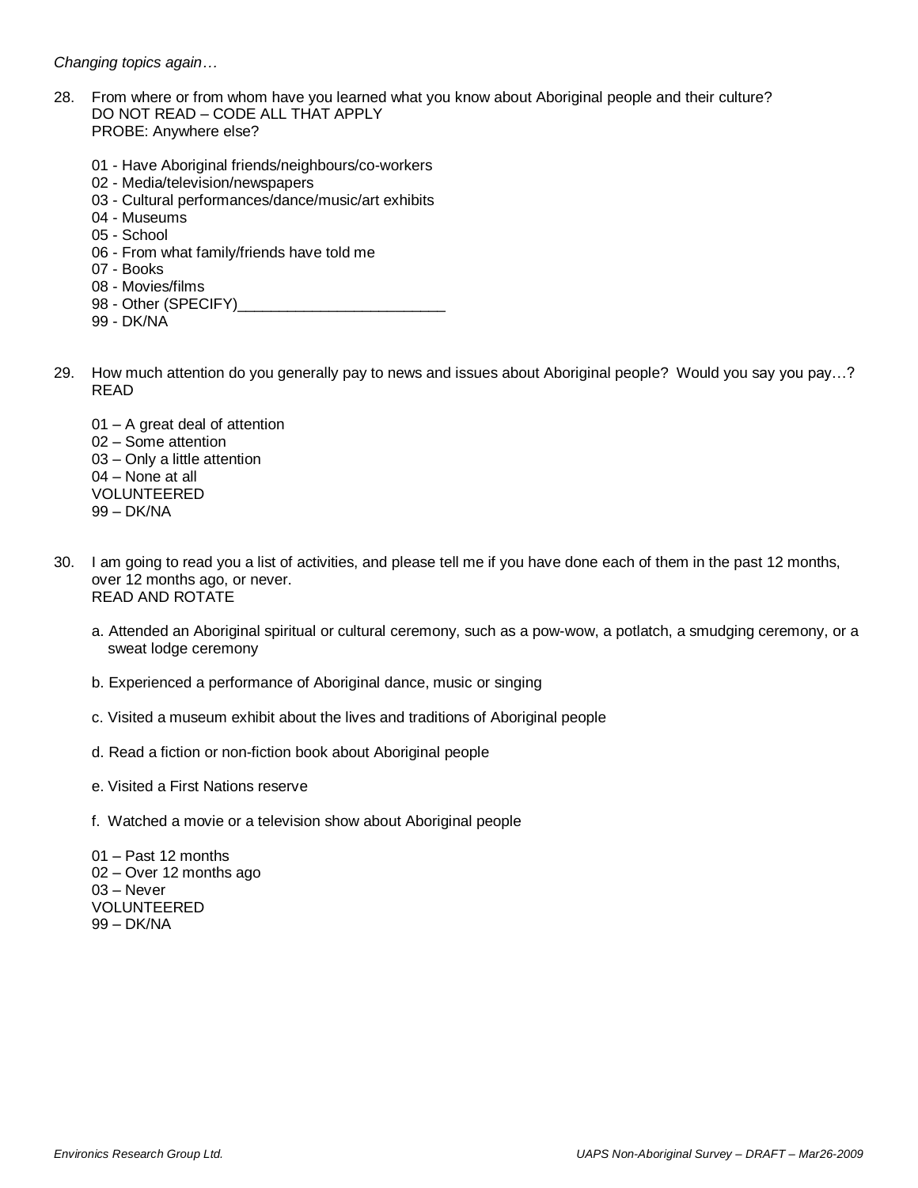*Changing topics again…*

28. From where or from whom have you learned what you know about Aboriginal people and their culture?
    DO NOT READ – CODE ALL THAT APPLY
    PROBE: Anywhere else?

    01 - Have Aboriginal friends/neighbours/co-workers
    02 - Media/television/newspapers
    03 - Cultural performances/dance/music/art exhibits
    04 - Museums
    05 - School
    06 - From what family/friends have told me
    07 - Books
    08 - Movies/films
    98 - Other (SPECIFY)_________________________
    99 - DK/NA

29. How much attention do you generally pay to news and issues about Aboriginal people? Would you say you pay…?
    READ

    01 – A great deal of attention
    02 – Some attention
    03 – Only a little attention
    04 – None at all
    VOLUNTEERED
    99 – DK/NA

30. I am going to read you a list of activities, and please tell me if you have done each of them in the past 12 months, over 12 months ago, or never.
    READ AND ROTATE

    a. Attended an Aboriginal spiritual or cultural ceremony, such as a pow-wow, a potlatch, a smudging ceremony, or a sweat lodge ceremony

    b. Experienced a performance of Aboriginal dance, music or singing

    c. Visited a museum exhibit about the lives and traditions of Aboriginal people

    d. Read a fiction or non-fiction book about Aboriginal people

    e. Visited a First Nations reserve

    f. Watched a movie or a television show about Aboriginal people

    01 – Past 12 months
    02 – Over 12 months ago
    03 – Never
    VOLUNTEERED
    99 – DK/NA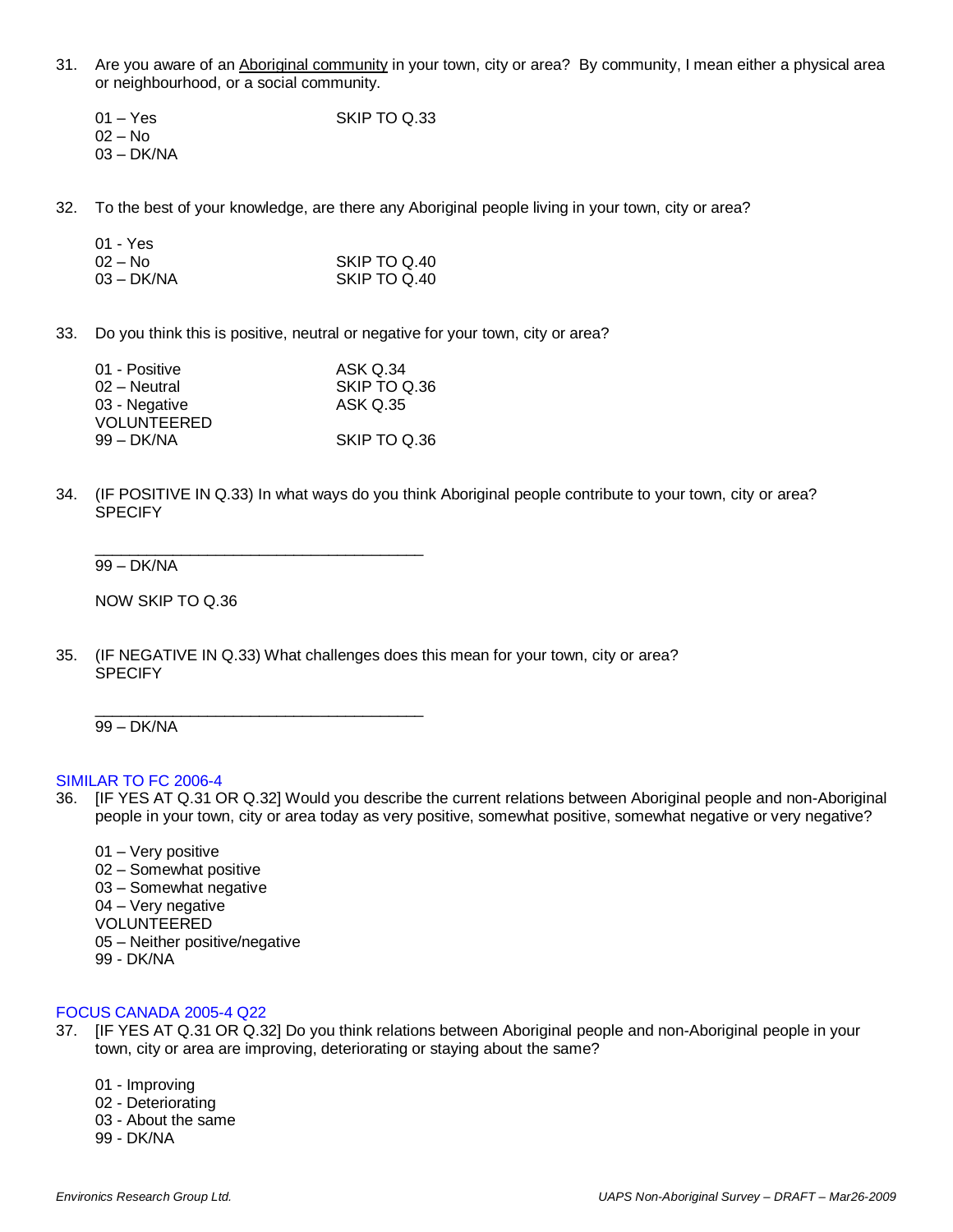31. Are you aware of an <u>Aboriginal community</u> in your town, city or area? By community, I mean either a physical area or neighbourhood, or a social community.

    01 – Yes SKIP TO Q.33
    02 – No
    03 – DK/NA

32. To the best of your knowledge, are there any Aboriginal people living in your town, city or area?

    01 - Yes
    02 – No SKIP TO Q.40
    03 – DK/NA SKIP TO Q.40

33. Do you think this is positive, neutral or negative for your town, city or area?

    01 - Positive ASK Q.34
    02 – Neutral SKIP TO Q.36
    03 - Negative ASK Q.35
    VOLUNTEERED
    99 – DK/NA SKIP TO Q.36

34. (IF POSITIVE IN Q.33) In what ways do you think Aboriginal people contribute to your town, city or area? SPECIFY

    ______________________________________
    99 – DK/NA

    NOW SKIP TO Q.36

35. (IF NEGATIVE IN Q.33) What challenges does this mean for your town, city or area? SPECIFY

    ______________________________________
    99 – DK/NA

SIMILAR TO FC 2006-4

36. [IF YES AT Q.31 OR Q.32] Would you describe the current relations between Aboriginal people and non-Aboriginal people in your town, city or area today as very positive, somewhat positive, somewhat negative or very negative?

    01 – Very positive
    02 – Somewhat positive
    03 – Somewhat negative
    04 – Very negative
    VOLUNTEERED
    05 – Neither positive/negative
    99 - DK/NA

FOCUS CANADA 2005-4 Q22

37. [IF YES AT Q.31 OR Q.32] Do you think relations between Aboriginal people and non-Aboriginal people in your town, city or area are improving, deteriorating or staying about the same?

    01 - Improving
    02 - Deteriorating
    03 - About the same
    99 - DK/NA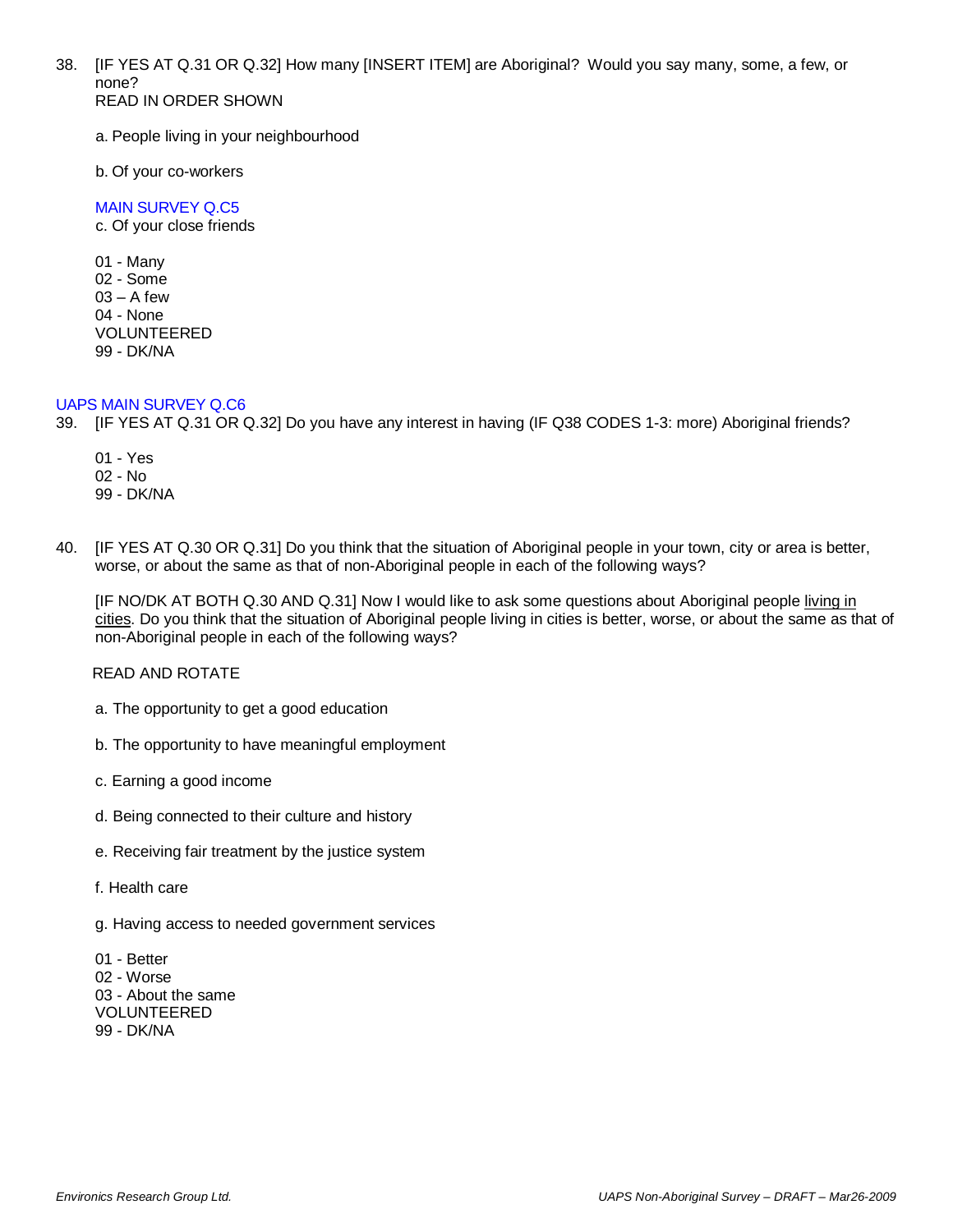38. [IF YES AT Q.31 OR Q.32] How many [INSERT ITEM] are Aboriginal? Would you say many, some, a few, or none?
    READ IN ORDER SHOWN

    a. People living in your neighbourhood

    b. Of your co-workers

    MAIN SURVEY Q.C5
    c. Of your close friends

    01 - Many
    02 - Some
    03 – A few
    04 - None
    VOLUNTEERED
    99 - DK/NA

UAPS MAIN SURVEY Q.C6

39. [IF YES AT Q.31 OR Q.32] Do you have any interest in having (IF Q38 CODES 1-3: more) Aboriginal friends?

    01 - Yes
    02 - No
    99 - DK/NA

40. [IF YES AT Q.30 OR Q.31] Do you think that the situation of Aboriginal people in your town, city or area is better, worse, or about the same as that of non-Aboriginal people in each of the following ways?

    [IF NO/DK AT BOTH Q.30 AND Q.31] Now I would like to ask some questions about Aboriginal people <u>living in cities</u>. Do you think that the situation of Aboriginal people living in cities is better, worse, or about the same as that of non-Aboriginal people in each of the following ways?

    READ AND ROTATE

    a. The opportunity to get a good education

    b. The opportunity to have meaningful employment

    c. Earning a good income

    d. Being connected to their culture and history

    e. Receiving fair treatment by the justice system

    f. Health care

    g. Having access to needed government services

    01 - Better
    02 - Worse
    03 - About the same
    VOLUNTEERED
    99 - DK/NA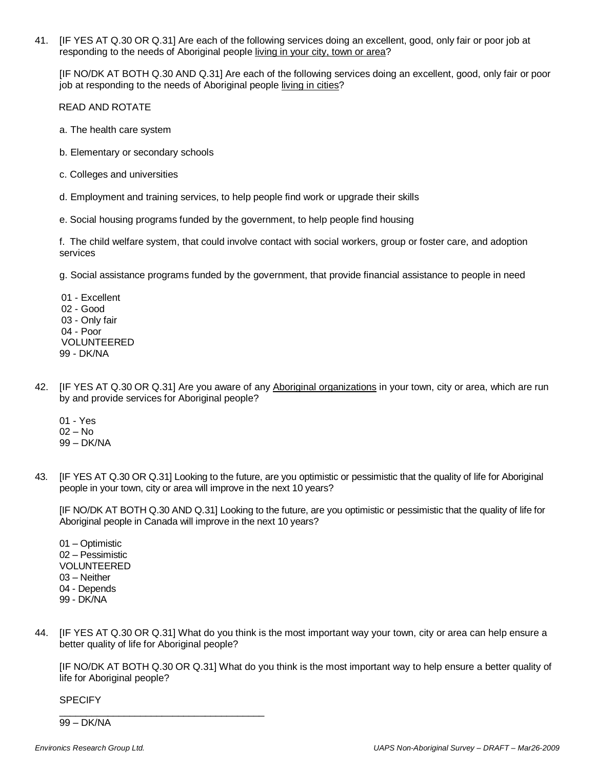41. [IF YES AT Q.30 OR Q.31] Are each of the following services doing an excellent, good, only fair or poor job at responding to the needs of Aboriginal people <u>living in your city, town or area</u>?

    [IF NO/DK AT BOTH Q.30 AND Q.31] Are each of the following services doing an excellent, good, only fair or poor job at responding to the needs of Aboriginal people <u>living in cities</u>?

    READ AND ROTATE

    a. The health care system

    b. Elementary or secondary schools

    c. Colleges and universities

    d. Employment and training services, to help people find work or upgrade their skills

    e. Social housing programs funded by the government, to help people find housing

    f. The child welfare system, that could involve contact with social workers, group or foster care, and adoption services

    g. Social assistance programs funded by the government, that provide financial assistance to people in need

    01 - Excellent
    02 - Good
    03 - Only fair
    04 - Poor
    VOLUNTEERED
    99 - DK/NA

42. [IF YES AT Q.30 OR Q.31] Are you aware of any <u>Aboriginal organizations</u> in your town, city or area, which are run by and provide services for Aboriginal people?

    01 - Yes
    02 – No
    99 – DK/NA

43. [IF YES AT Q.30 OR Q.31] Looking to the future, are you optimistic or pessimistic that the quality of life for Aboriginal people in your town, city or area will improve in the next 10 years?

    [IF NO/DK AT BOTH Q.30 AND Q.31] Looking to the future, are you optimistic or pessimistic that the quality of life for Aboriginal people in Canada will improve in the next 10 years?

    01 – Optimistic
    02 – Pessimistic
    VOLUNTEERED
    03 – Neither
    04 - Depends
    99 - DK/NA

44. [IF YES AT Q.30 OR Q.31] What do you think is the most important way your town, city or area can help ensure a better quality of life for Aboriginal people?

    [IF NO/DK AT BOTH Q.30 OR Q.31] What do you think is the most important way to help ensure a better quality of life for Aboriginal people?

    SPECIFY
    ________________________________________
    99 – DK/NA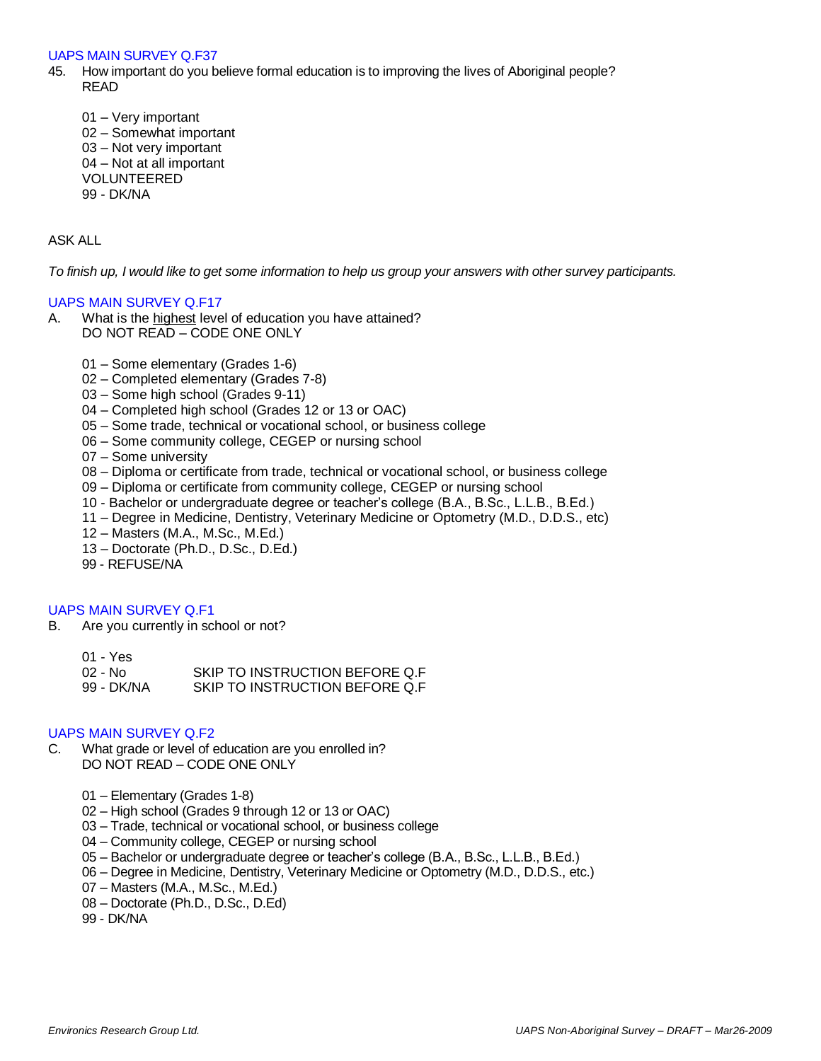UAPS MAIN SURVEY Q.F37

45. How important do you believe formal education is to improving the lives of Aboriginal people?
READ

01 – Very important
02 – Somewhat important
03 – Not very important
04 – Not at all important
VOLUNTEERED
99 - DK/NA

ASK ALL

*To finish up, I would like to get some information to help us group your answers with other survey participants.*

UAPS MAIN SURVEY Q.F17

A. What is the <u>highest</u> level of education you have attained?
DO NOT READ – CODE ONE ONLY

01 – Some elementary (Grades 1-6)
02 – Completed elementary (Grades 7-8)
03 – Some high school (Grades 9-11)
04 – Completed high school (Grades 12 or 13 or OAC)
05 – Some trade, technical or vocational school, or business college
06 – Some community college, CEGEP or nursing school
07 – Some university
08 – Diploma or certificate from trade, technical or vocational school, or business college
09 – Diploma or certificate from community college, CEGEP or nursing school
10 - Bachelor or undergraduate degree or teacher's college (B.A., B.Sc., L.L.B., B.Ed.)
11 – Degree in Medicine, Dentistry, Veterinary Medicine or Optometry (M.D., D.D.S., etc)
12 – Masters (M.A., M.Sc., M.Ed.)
13 – Doctorate (Ph.D., D.Sc., D.Ed.)
99 - REFUSE/NA

UAPS MAIN SURVEY Q.F1

B. Are you currently in school or not?

01 - Yes
02 - No SKIP TO INSTRUCTION BEFORE Q.F
99 - DK/NA SKIP TO INSTRUCTION BEFORE Q.F

UAPS MAIN SURVEY Q.F2

C. What grade or level of education are you enrolled in?
DO NOT READ – CODE ONE ONLY

01 – Elementary (Grades 1-8)
02 – High school (Grades 9 through 12 or 13 or OAC)
03 – Trade, technical or vocational school, or business college
04 – Community college, CEGEP or nursing school
05 – Bachelor or undergraduate degree or teacher's college (B.A., B.Sc., L.L.B., B.Ed.)
06 – Degree in Medicine, Dentistry, Veterinary Medicine or Optometry (M.D., D.D.S., etc.)
07 – Masters (M.A., M.Sc., M.Ed.)
08 – Doctorate (Ph.D., D.Sc., D.Ed)
99 - DK/NA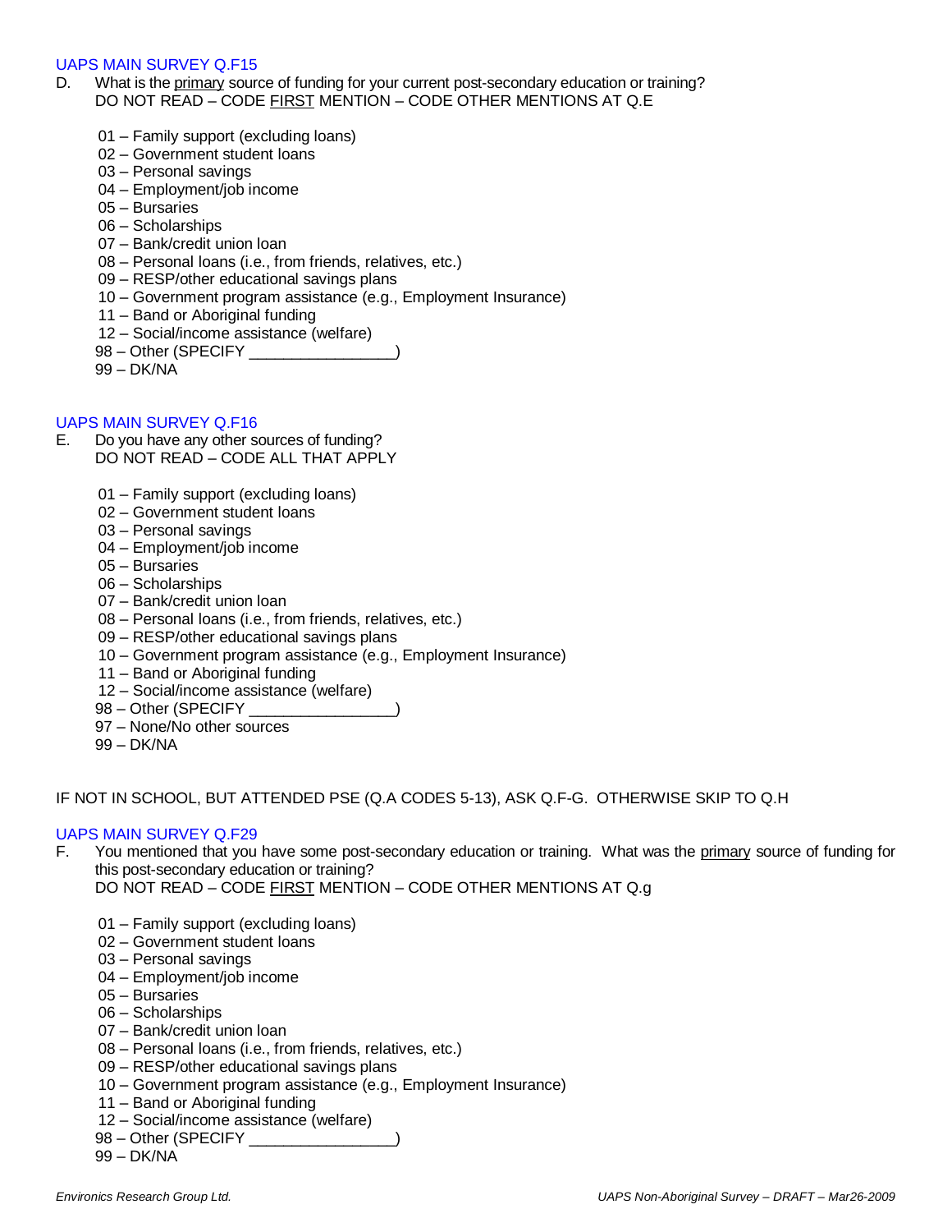UAPS MAIN SURVEY Q.F15

D. What is the <u>primary</u> source of funding for your current post-secondary education or training?
DO NOT READ – CODE <u>FIRST</u> MENTION – CODE OTHER MENTIONS AT Q.E

01 – Family support (excluding loans)
02 – Government student loans
03 – Personal savings
04 – Employment/job income
05 – Bursaries
06 – Scholarships
07 – Bank/credit union loan
08 – Personal loans (i.e., from friends, relatives, etc.)
09 – RESP/other educational savings plans
10 – Government program assistance (e.g., Employment Insurance)
11 – Band or Aboriginal funding
12 – Social/income assistance (welfare)
98 – Other (SPECIFY _________________)
99 – DK/NA

UAPS MAIN SURVEY Q.F16

E. Do you have any other sources of funding?
DO NOT READ – CODE ALL THAT APPLY

01 – Family support (excluding loans)
02 – Government student loans
03 – Personal savings
04 – Employment/job income
05 – Bursaries
06 – Scholarships
07 – Bank/credit union loan
08 – Personal loans (i.e., from friends, relatives, etc.)
09 – RESP/other educational savings plans
10 – Government program assistance (e.g., Employment Insurance)
11 – Band or Aboriginal funding
12 – Social/income assistance (welfare)
98 – Other (SPECIFY _________________)
97 – None/No other sources
99 – DK/NA

IF NOT IN SCHOOL, BUT ATTENDED PSE (Q.A CODES 5-13), ASK Q.F-G. OTHERWISE SKIP TO Q.H

UAPS MAIN SURVEY Q.F29

F. You mentioned that you have some post-secondary education or training. What was the <u>primary</u> source of funding for this post-secondary education or training?
DO NOT READ – CODE <u>FIRST</u> MENTION – CODE OTHER MENTIONS AT Q.g

01 – Family support (excluding loans)
02 – Government student loans
03 – Personal savings
04 – Employment/job income
05 – Bursaries
06 – Scholarships
07 – Bank/credit union loan
08 – Personal loans (i.e., from friends, relatives, etc.)
09 – RESP/other educational savings plans
10 – Government program assistance (e.g., Employment Insurance)
11 – Band or Aboriginal funding
12 – Social/income assistance (welfare)
98 – Other (SPECIFY _________________)
99 – DK/NA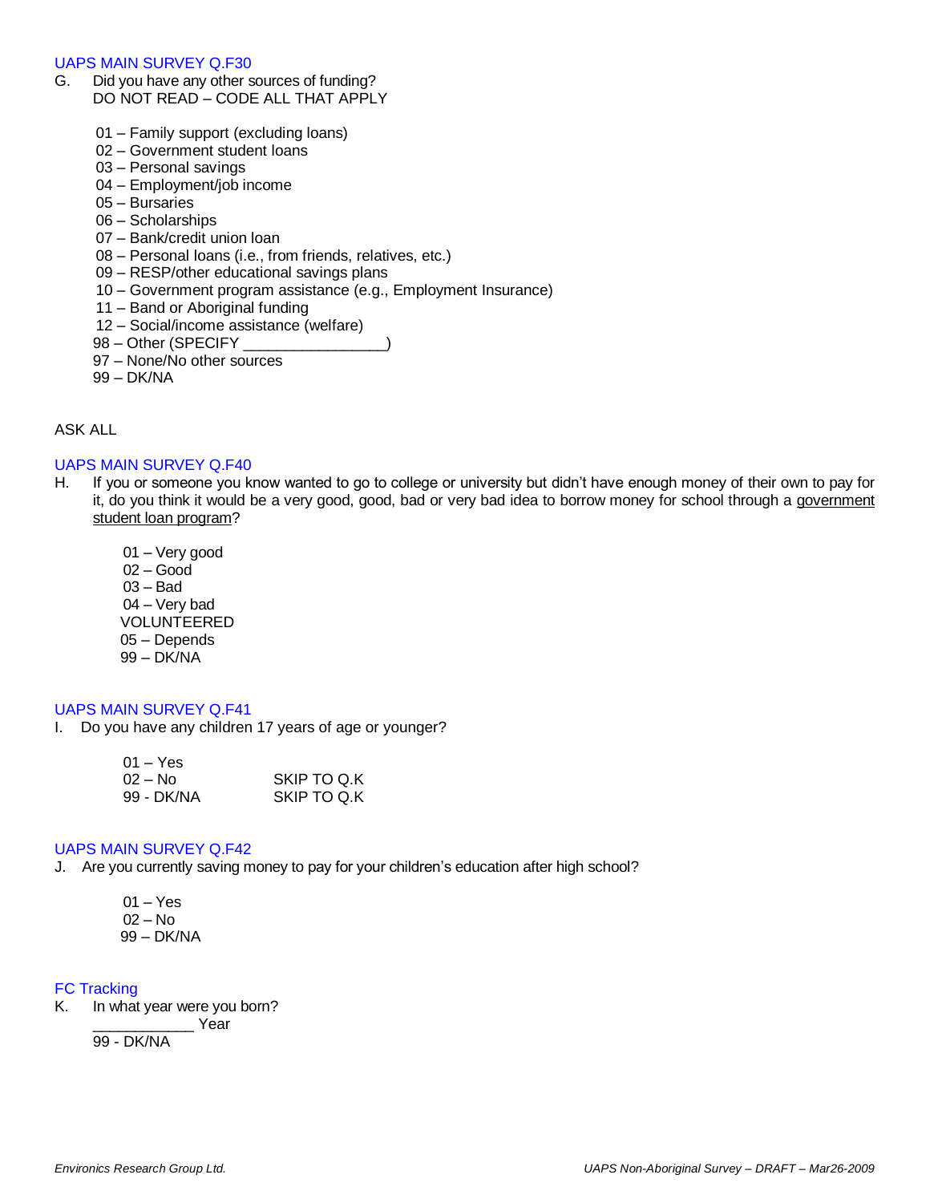UAPS MAIN SURVEY Q.F30

G. Did you have any other sources of funding?
DO NOT READ – CODE ALL THAT APPLY

01 – Family support (excluding loans)
02 – Government student loans
03 – Personal savings
04 – Employment/job income
05 – Bursaries
06 – Scholarships
07 – Bank/credit union loan
08 – Personal loans (i.e., from friends, relatives, etc.)
09 – RESP/other educational savings plans
10 – Government program assistance (e.g., Employment Insurance)
11 – Band or Aboriginal funding
12 – Social/income assistance (welfare)
98 – Other (SPECIFY _________________)
97 – None/No other sources
99 – DK/NA

ASK ALL

UAPS MAIN SURVEY Q.F40

H. If you or someone you know wanted to go to college or university but didn't have enough money of their own to pay for it, do you think it would be a very good, good, bad or very bad idea to borrow money for school through a government student loan program?

01 – Very good
02 – Good
03 – Bad
04 – Very bad
VOLUNTEERED
05 – Depends
99 – DK/NA

UAPS MAIN SURVEY Q.F41

I. Do you have any children 17 years of age or younger?

01 – Yes
02 – No SKIP TO Q.K
99 - DK/NA SKIP TO Q.K

UAPS MAIN SURVEY Q.F42

J. Are you currently saving money to pay for your children's education after high school?

01 – Yes
02 – No
99 – DK/NA

FC Tracking

K. In what year were you born?
____________ Year
99 - DK/NA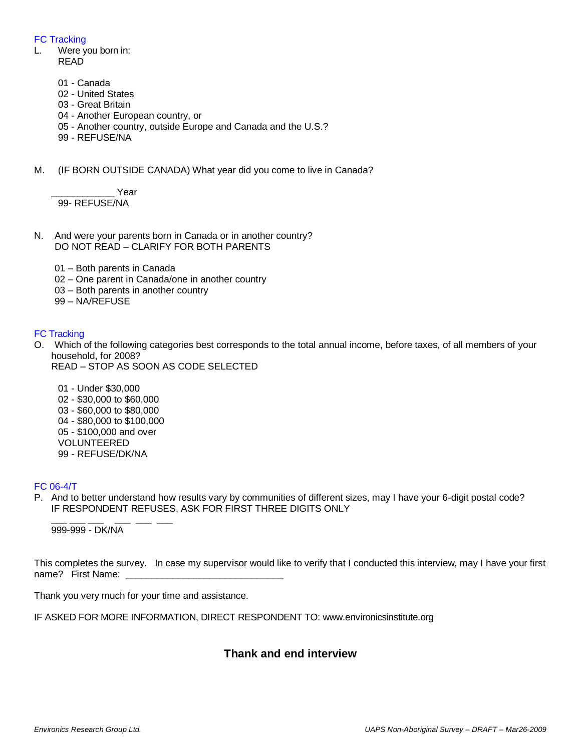FC Tracking

L. Were you born in:
READ

01 - Canada
02 - United States
03 - Great Britain
04 - Another European country, or
05 - Another country, outside Europe and Canada and the U.S.?
99 - REFUSE/NA

M. (IF BORN OUTSIDE CANADA) What year did you come to live in Canada?

____________ Year
99- REFUSE/NA

N. And were your parents born in Canada or in another country?
DO NOT READ – CLARIFY FOR BOTH PARENTS

01 – Both parents in Canada
02 – One parent in Canada/one in another country
03 – Both parents in another country
99 – NA/REFUSE

FC Tracking

O. Which of the following categories best corresponds to the total annual income, before taxes, of all members of your household, for 2008?
READ – STOP AS SOON AS CODE SELECTED

01 - Under $30,000
02 - $30,000 to $60,000
03 - $60,000 to $80,000
04 - $80,000 to $100,000
05 - $100,000 and over
VOLUNTEERED
99 - REFUSE/DK/NA

FC 06-4/T

P. And to better understand how results vary by communities of different sizes, may I have your 6-digit postal code?
IF RESPONDENT REFUSES, ASK FOR FIRST THREE DIGITS ONLY

___ ___ ___ ___ ___ ___
999-999 - DK/NA

This completes the survey. In case my supervisor would like to verify that I conducted this interview, may I have your first name? First Name: _____________________________

Thank you very much for your time and assistance.

IF ASKED FOR MORE INFORMATION, DIRECT RESPONDENT TO: www.environicsinstitute.org

**Thank and end interview**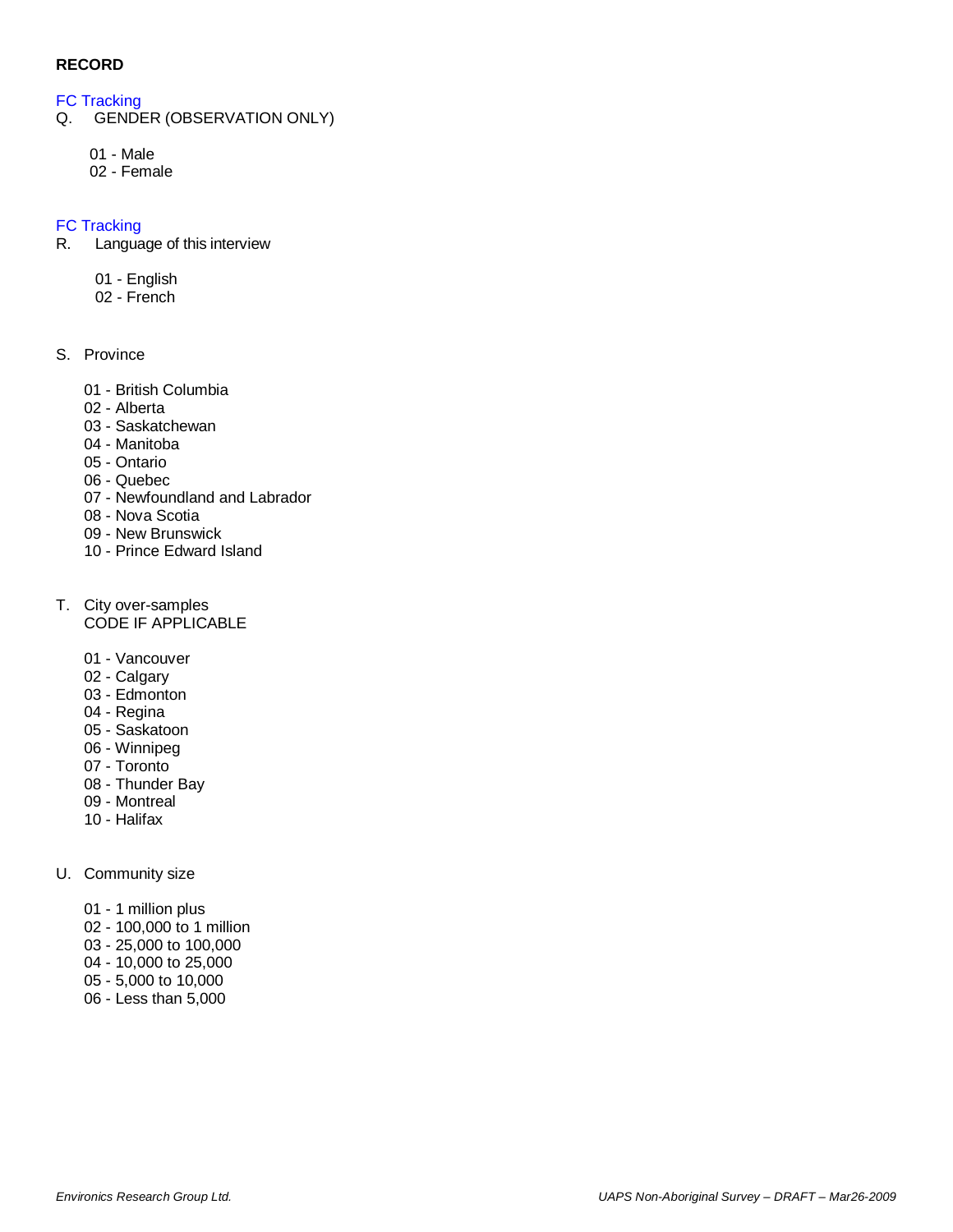**RECORD**

FC Tracking

Q. GENDER (OBSERVATION ONLY)

01 - Male
02 - Female

FC Tracking

R. Language of this interview

01 - English
02 - French

S. Province

01 - British Columbia
02 - Alberta
03 - Saskatchewan
04 - Manitoba
05 - Ontario
06 - Quebec
07 - Newfoundland and Labrador
08 - Nova Scotia
09 - New Brunswick
10 - Prince Edward Island

T. City over-samples
CODE IF APPLICABLE

01 - Vancouver
02 - Calgary
03 - Edmonton
04 - Regina
05 - Saskatoon
06 - Winnipeg
07 - Toronto
08 - Thunder Bay
09 - Montreal
10 - Halifax

U. Community size

01 - 1 million plus
02 - 100,000 to 1 million
03 - 25,000 to 100,000
04 - 10,000 to 25,000
05 - 5,000 to 10,000
06 - Less than 5,000